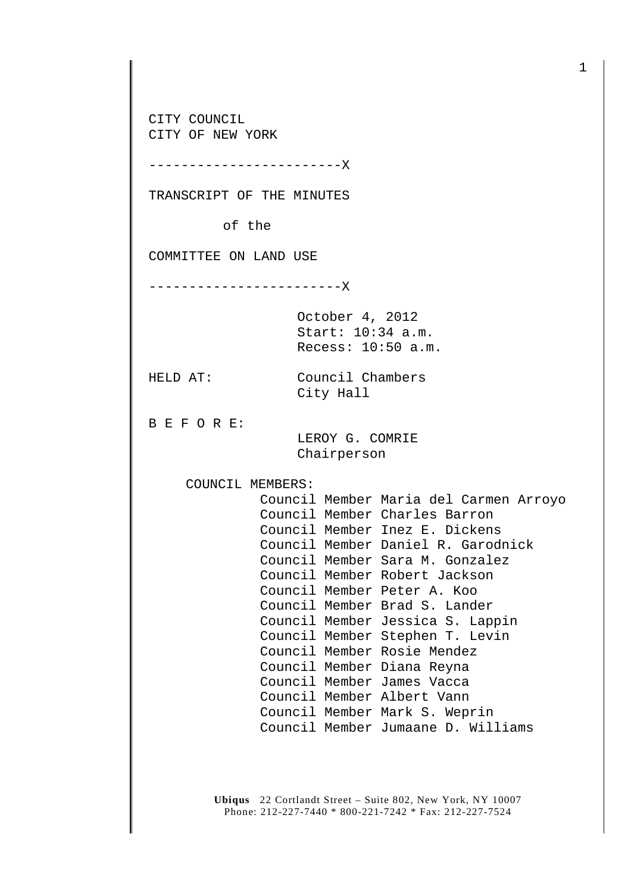CITY COUNCIL
CITY OF NEW YORK

------------------------X

TRANSCRIPT OF THE MINUTES

of the

COMMITTEE ON LAND USE

------------------------X

October 4, 2012
Start: 10:34 a.m.
Recess: 10:50 a.m.

HELD AT: Council Chambers
City Hall

B E F O R E:

LEROY G. COMRIE
Chairperson

COUNCIL MEMBERS:

Council Member Maria del Carmen Arroyo
Council Member Charles Barron
Council Member Inez E. Dickens
Council Member Daniel R. Garodnick
Council Member Sara M. Gonzalez
Council Member Robert Jackson
Council Member Peter A. Koo
Council Member Brad S. Lander
Council Member Jessica S. Lappin
Council Member Stephen T. Levin
Council Member Rosie Mendez
Council Member Diana Reyna
Council Member James Vacca
Council Member Albert Vann
Council Member Mark S. Weprin
Council Member Jumaane D. Williams

**Ubiqus** 22 Cortlandt Street – Suite 802, New York, NY 10007
Phone: 212-227-7440 * 800-221-7242 * Fax: 212-227-7524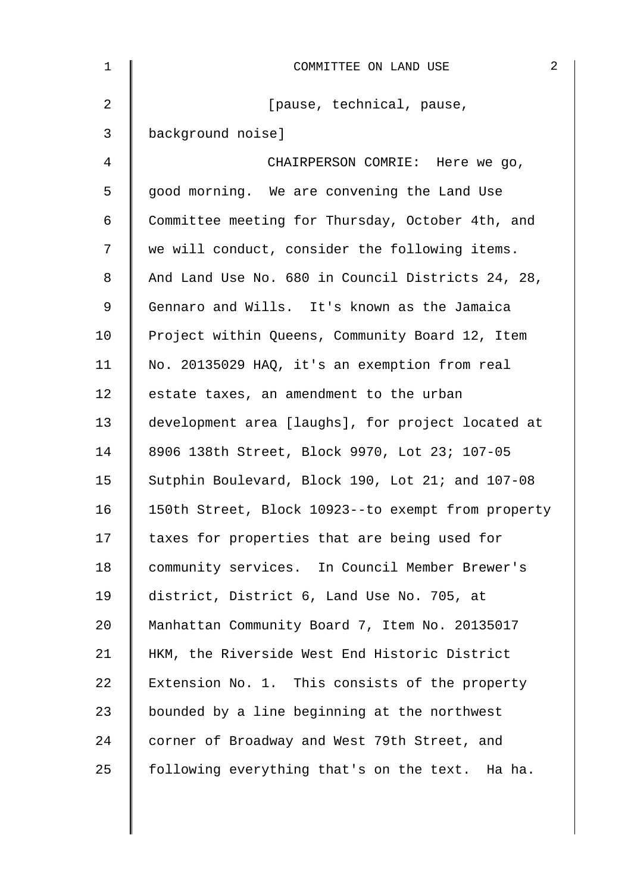COMMITTEE ON LAND USE

[pause, technical, pause, background noise]

CHAIRPERSON COMRIE: Here we go, good morning. We are convening the Land Use Committee meeting for Thursday, October 4th, and we will conduct, consider the following items. And Land Use No. 680 in Council Districts 24, 28, Gennaro and Wills. It's known as the Jamaica Project within Queens, Community Board 12, Item No. 20135029 HAQ, it's an exemption from real estate taxes, an amendment to the urban development area [laughs], for project located at 8906 138th Street, Block 9970, Lot 23; 107-05 Sutphin Boulevard, Block 190, Lot 21; and 107-08 150th Street, Block 10923--to exempt from property taxes for properties that are being used for community services. In Council Member Brewer's district, District 6, Land Use No. 705, at Manhattan Community Board 7, Item No. 20135017 HKM, the Riverside West End Historic District Extension No. 1. This consists of the property bounded by a line beginning at the northwest corner of Broadway and West 79th Street, and following everything that's on the text. Ha ha.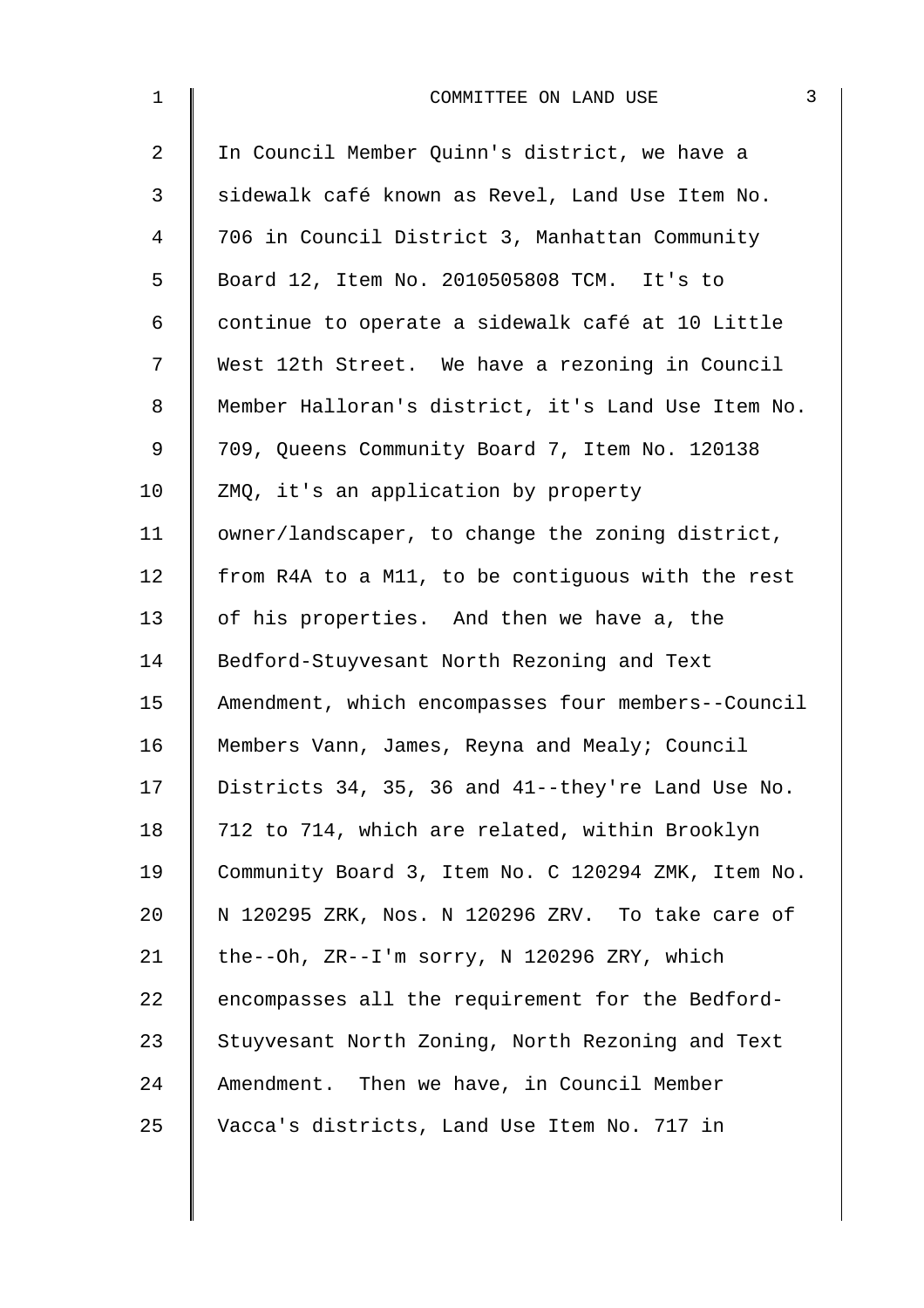In Council Member Quinn's district, we have a sidewalk café known as Revel, Land Use Item No. 706 in Council District 3, Manhattan Community Board 12, Item No. 2010505808 TCM. It's to continue to operate a sidewalk café at 10 Little West 12th Street. We have a rezoning in Council Member Halloran's district, it's Land Use Item No. 709, Queens Community Board 7, Item No. 120138 ZMQ, it's an application by property owner/landscaper, to change the zoning district, from R4A to a M11, to be contiguous with the rest of his properties. And then we have a, the Bedford-Stuyvesant North Rezoning and Text Amendment, which encompasses four members--Council Members Vann, James, Reyna and Mealy; Council Districts 34, 35, 36 and 41--they're Land Use No. 712 to 714, which are related, within Brooklyn Community Board 3, Item No. C 120294 ZMK, Item No. N 120295 ZRK, Nos. N 120296 ZRV. To take care of the--Oh, ZR--I'm sorry, N 120296 ZRY, which encompasses all the requirement for the Bedford-Stuyvesant North Zoning, North Rezoning and Text Amendment. Then we have, in Council Member Vacca's districts, Land Use Item No. 717 in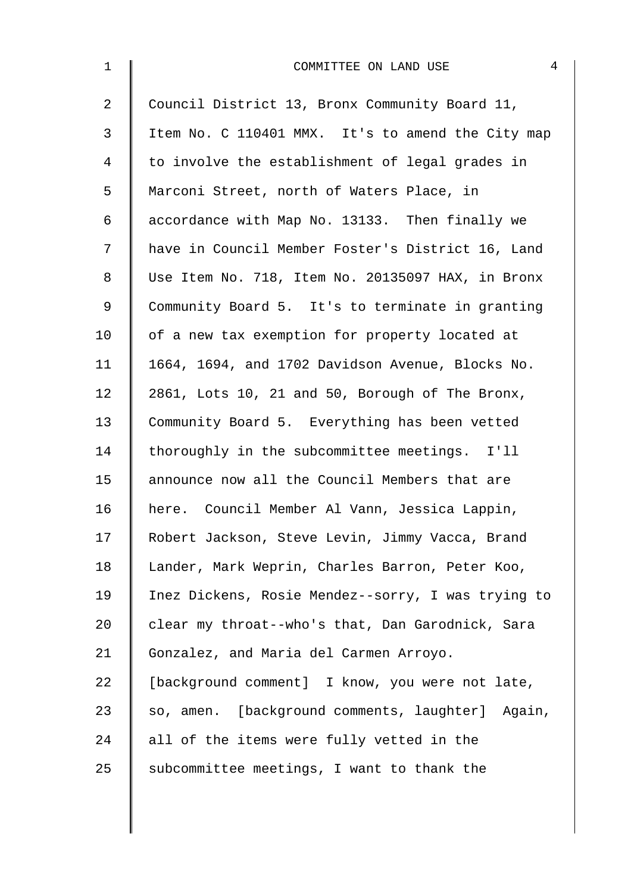Council District 13, Bronx Community Board 11, Item No. C 110401 MMX. It's to amend the City map to involve the establishment of legal grades in Marconi Street, north of Waters Place, in accordance with Map No. 13133. Then finally we have in Council Member Foster's District 16, Land Use Item No. 718, Item No. 20135097 HAX, in Bronx Community Board 5. It's to terminate in granting of a new tax exemption for property located at 1664, 1694, and 1702 Davidson Avenue, Blocks No. 2861, Lots 10, 21 and 50, Borough of The Bronx, Community Board 5. Everything has been vetted thoroughly in the subcommittee meetings. I'll announce now all the Council Members that are here. Council Member Al Vann, Jessica Lappin, Robert Jackson, Steve Levin, Jimmy Vacca, Brand Lander, Mark Weprin, Charles Barron, Peter Koo, Inez Dickens, Rosie Mendez--sorry, I was trying to clear my throat--who's that, Dan Garodnick, Sara Gonzalez, and Maria del Carmen Arroyo. [background comment] I know, you were not late, so, amen. [background comments, laughter] Again, all of the items were fully vetted in the subcommittee meetings, I want to thank the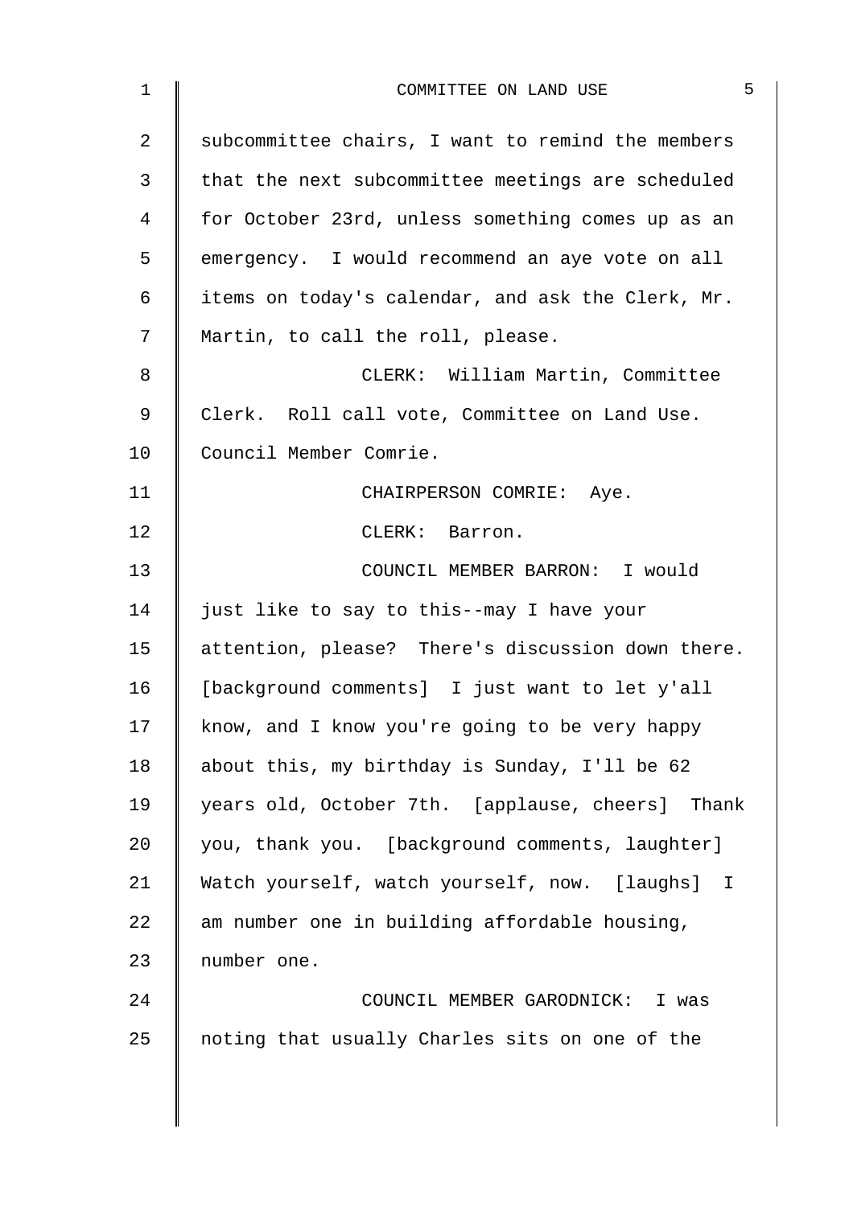subcommittee chairs, I want to remind the members that the next subcommittee meetings are scheduled for October 23rd, unless something comes up as an emergency. I would recommend an aye vote on all items on today's calendar, and ask the Clerk, Mr. Martin, to call the roll, please.

CLERK: William Martin, Committee Clerk. Roll call vote, Committee on Land Use. Council Member Comrie.

CHAIRPERSON COMRIE: Aye.

CLERK: Barron.

COUNCIL MEMBER BARRON: I would just like to say to this--may I have your attention, please? There's discussion down there. [background comments] I just want to let y'all know, and I know you're going to be very happy about this, my birthday is Sunday, I'll be 62 years old, October 7th. [applause, cheers] Thank you, thank you. [background comments, laughter] Watch yourself, watch yourself, now. [laughs] I am number one in building affordable housing, number one.

COUNCIL MEMBER GARODNICK: I was noting that usually Charles sits on one of the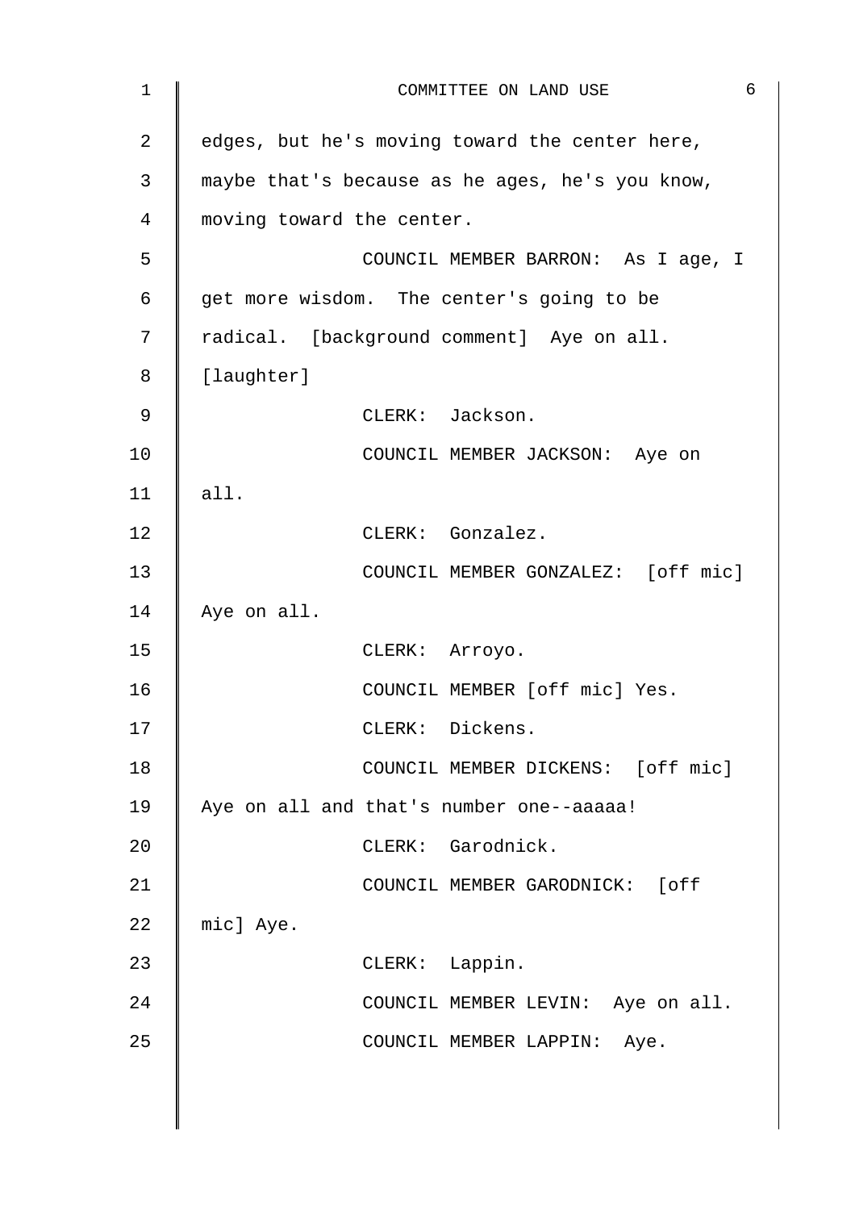edges, but he's moving toward the center here, maybe that's because as he ages, he's you know, moving toward the center.

COUNCIL MEMBER BARRON: As I age, I get more wisdom. The center's going to be radical. [background comment] Aye on all. [laughter]

CLERK: Jackson.

COUNCIL MEMBER JACKSON: Aye on all.

CLERK: Gonzalez.

COUNCIL MEMBER GONZALEZ: [off mic] Aye on all.

CLERK: Arroyo.

COUNCIL MEMBER [off mic] Yes.

CLERK: Dickens.

COUNCIL MEMBER DICKENS: [off mic] Aye on all and that's number one--aaaaa!

CLERK: Garodnick.

COUNCIL MEMBER GARODNICK: [off mic] Aye.

CLERK: Lappin.

COUNCIL MEMBER LEVIN: Aye on all.

COUNCIL MEMBER LAPPIN: Aye.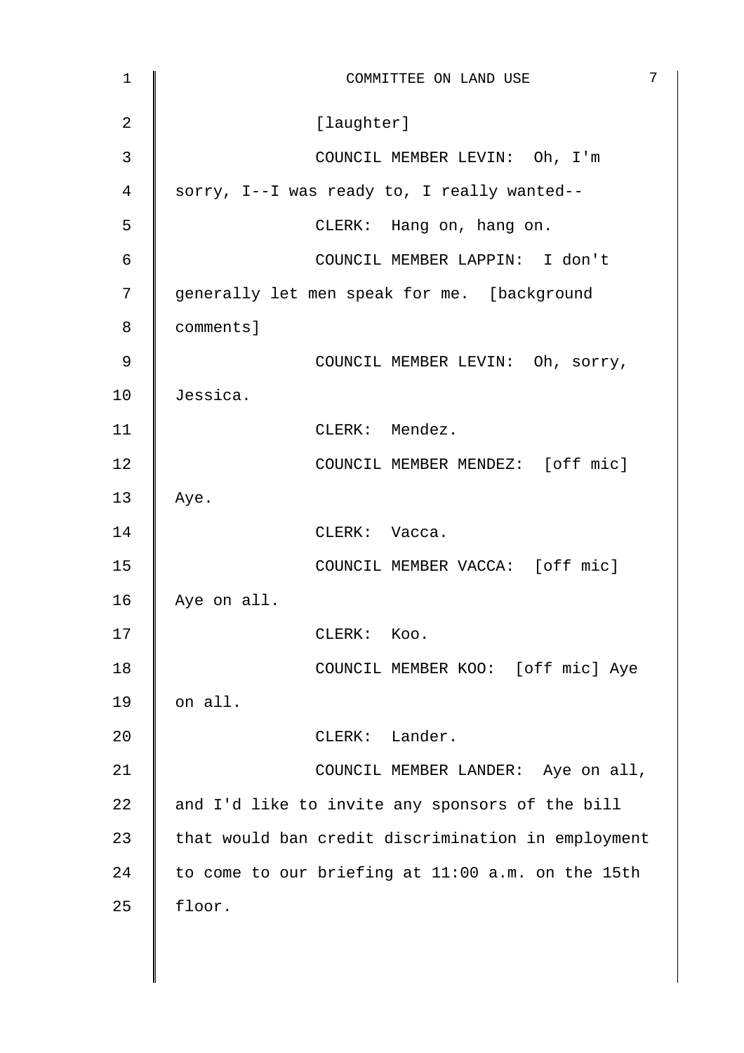[laughter]

COUNCIL MEMBER LEVIN: Oh, I'm sorry, I--I was ready to, I really wanted--

CLERK: Hang on, hang on.

COUNCIL MEMBER LAPPIN: I don't generally let men speak for me. [background comments]

COUNCIL MEMBER LEVIN: Oh, sorry, Jessica.

CLERK: Mendez.

COUNCIL MEMBER MENDEZ: [off mic] Aye.

CLERK: Vacca.

COUNCIL MEMBER VACCA: [off mic] Aye on all.

CLERK: Koo.

COUNCIL MEMBER KOO: [off mic] Aye on all.

CLERK: Lander.

COUNCIL MEMBER LANDER: Aye on all, and I'd like to invite any sponsors of the bill that would ban credit discrimination in employment to come to our briefing at 11:00 a.m. on the 15th floor.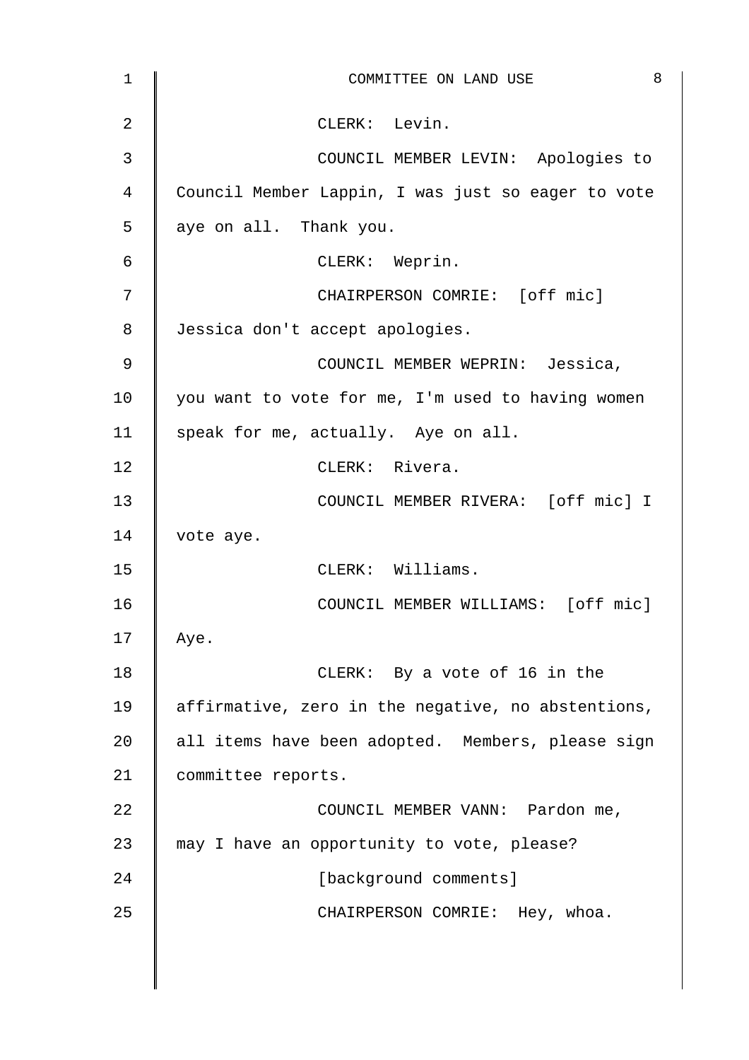CLERK: Levin.

COUNCIL MEMBER LEVIN: Apologies to Council Member Lappin, I was just so eager to vote aye on all. Thank you.

CLERK: Weprin.

CHAIRPERSON COMRIE: [off mic] Jessica don't accept apologies.

COUNCIL MEMBER WEPRIN: Jessica, you want to vote for me, I'm used to having women speak for me, actually. Aye on all.

CLERK: Rivera.

COUNCIL MEMBER RIVERA: [off mic] I vote aye.

CLERK: Williams.

COUNCIL MEMBER WILLIAMS: [off mic] Aye.

CLERK: By a vote of 16 in the affirmative, zero in the negative, no abstentions, all items have been adopted. Members, please sign committee reports.

COUNCIL MEMBER VANN: Pardon me, may I have an opportunity to vote, please?

[background comments]

CHAIRPERSON COMRIE: Hey, whoa.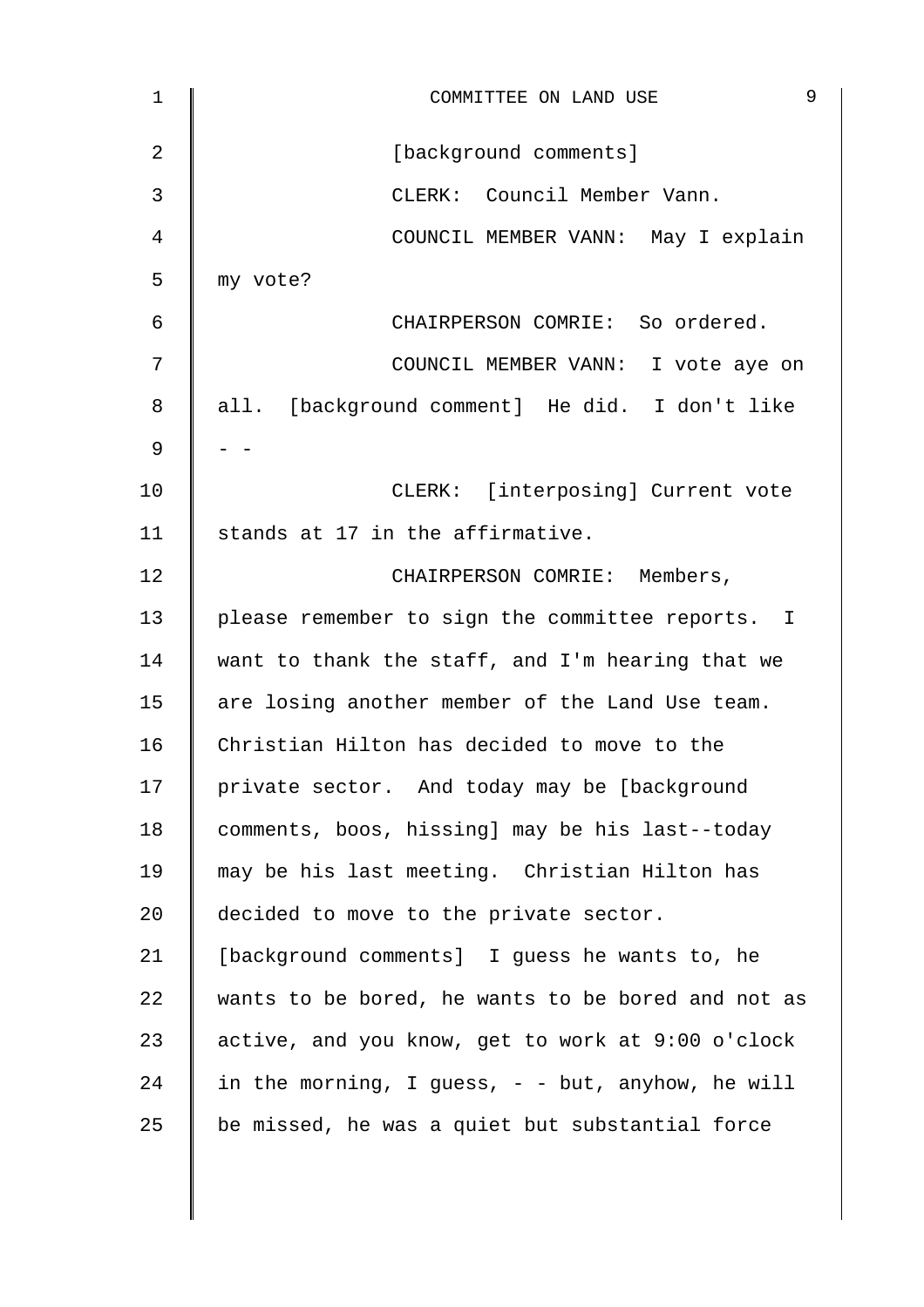[background comments]

CLERK: Council Member Vann.

COUNCIL MEMBER VANN: May I explain my vote?

CHAIRPERSON COMRIE: So ordered.

COUNCIL MEMBER VANN: I vote aye on all. [background comment] He did. I don't like - -

CLERK: [interposing] Current vote stands at 17 in the affirmative.

CHAIRPERSON COMRIE: Members, please remember to sign the committee reports. I want to thank the staff, and I'm hearing that we are losing another member of the Land Use team. Christian Hilton has decided to move to the private sector. And today may be [background comments, boos, hissing] may be his last--today may be his last meeting. Christian Hilton has decided to move to the private sector. [background comments] I guess he wants to, he wants to be bored, he wants to be bored and not as active, and you know, get to work at 9:00 o'clock in the morning, I guess, - - but, anyhow, he will be missed, he was a quiet but substantial force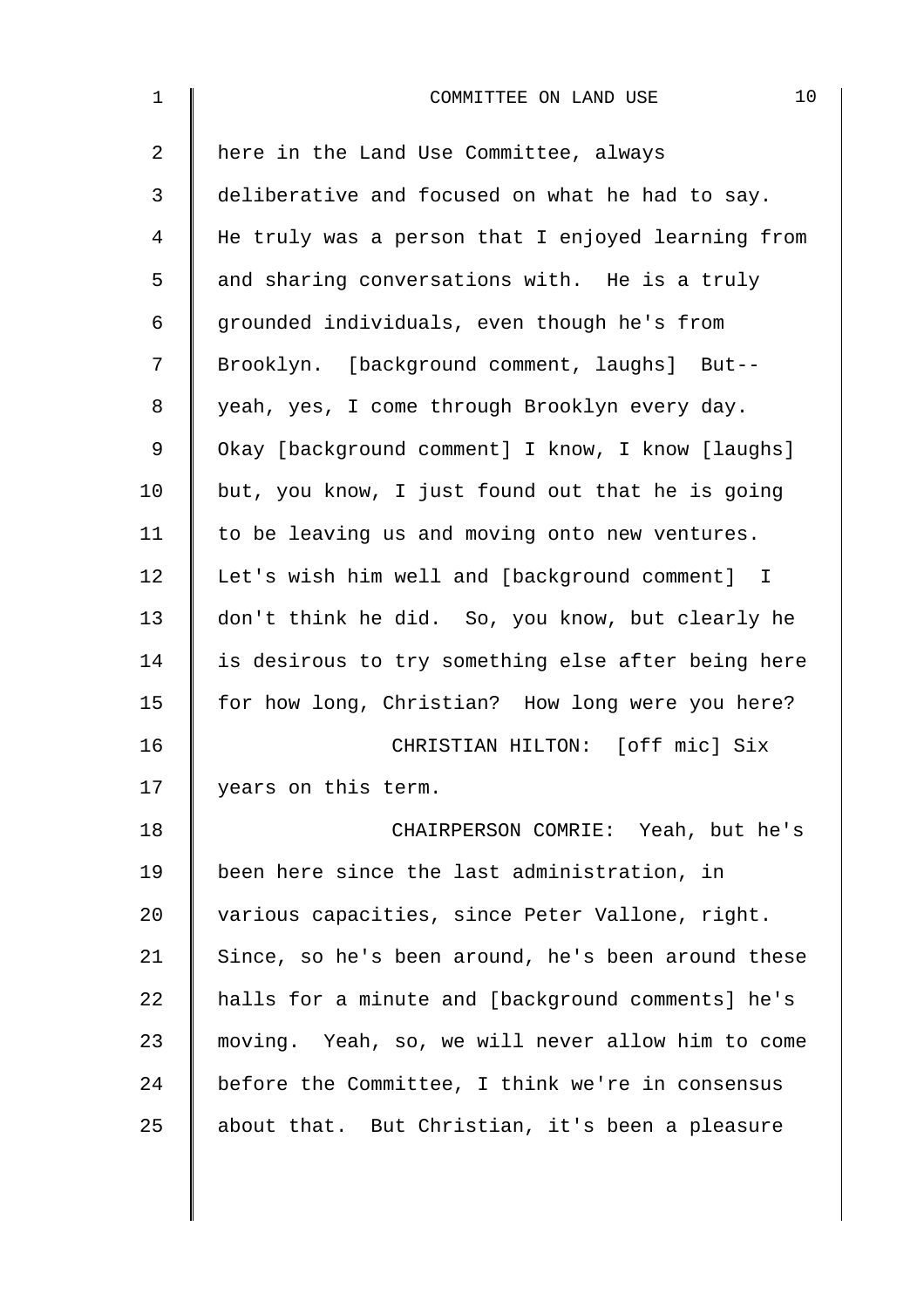here in the Land Use Committee, always deliberative and focused on what he had to say. He truly was a person that I enjoyed learning from and sharing conversations with. He is a truly grounded individuals, even though he's from Brooklyn. [background comment, laughs] But-- yeah, yes, I come through Brooklyn every day. Okay [background comment] I know, I know [laughs] but, you know, I just found out that he is going to be leaving us and moving onto new ventures. Let's wish him well and [background comment] I don't think he did. So, you know, but clearly he is desirous to try something else after being here for how long, Christian? How long were you here?

CHRISTIAN HILTON: [off mic] Six years on this term.

CHAIRPERSON COMRIE: Yeah, but he's been here since the last administration, in various capacities, since Peter Vallone, right. Since, so he's been around, he's been around these halls for a minute and [background comments] he's moving. Yeah, so, we will never allow him to come before the Committee, I think we're in consensus about that. But Christian, it's been a pleasure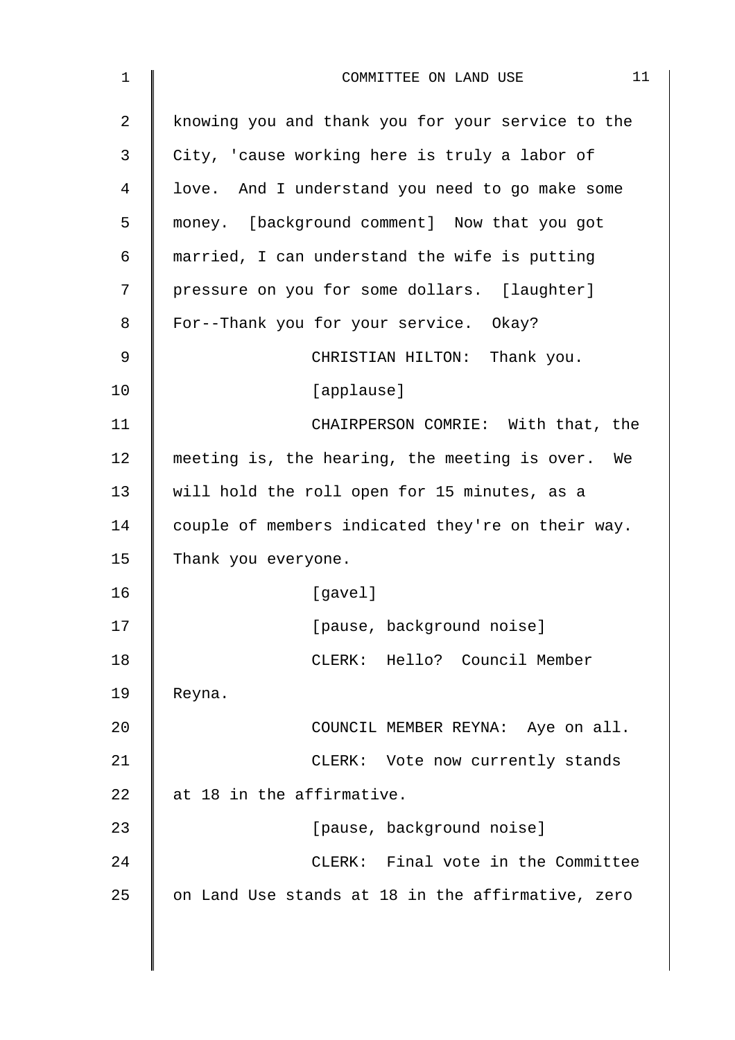knowing you and thank you for your service to the City, 'cause working here is truly a labor of love. And I understand you need to go make some money. [background comment] Now that you got married, I can understand the wife is putting pressure on you for some dollars. [laughter] For--Thank you for your service. Okay?

CHRISTIAN HILTON: Thank you.

[applause]

CHAIRPERSON COMRIE: With that, the meeting is, the hearing, the meeting is over. We will hold the roll open for 15 minutes, as a couple of members indicated they're on their way. Thank you everyone.

[gavel]

[pause, background noise]

CLERK: Hello? Council Member Reyna.

COUNCIL MEMBER REYNA: Aye on all.

CLERK: Vote now currently stands at 18 in the affirmative.

[pause, background noise]

CLERK: Final vote in the Committee on Land Use stands at 18 in the affirmative, zero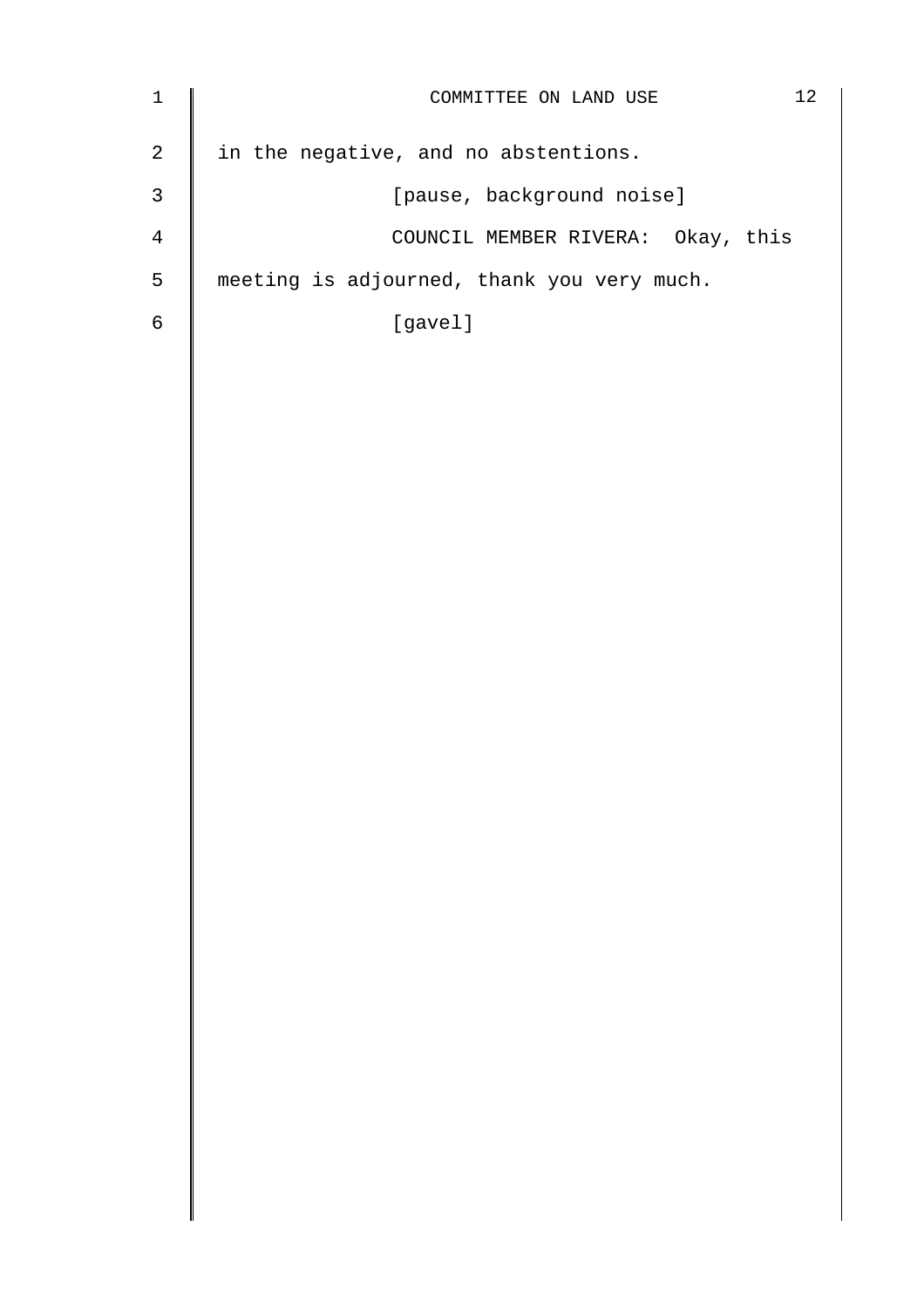in the negative, and no abstentions.

[pause, background noise]

COUNCIL MEMBER RIVERA: Okay, this meeting is adjourned, thank you very much.

[gavel]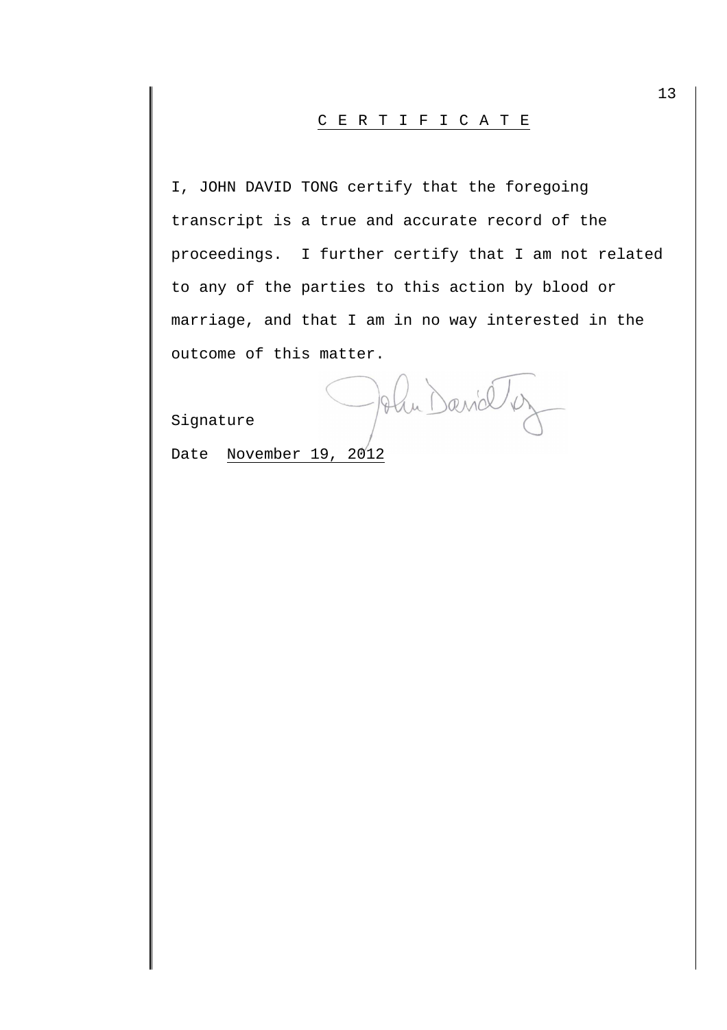## C E R T I F I C A T E

I, JOHN DAVID TONG certify that the foregoing transcript is a true and accurate record of the proceedings. I further certify that I am not related to any of the parties to this action by blood or marriage, and that I am in no way interested in the outcome of this matter.

Signature

Date November 19, 2012